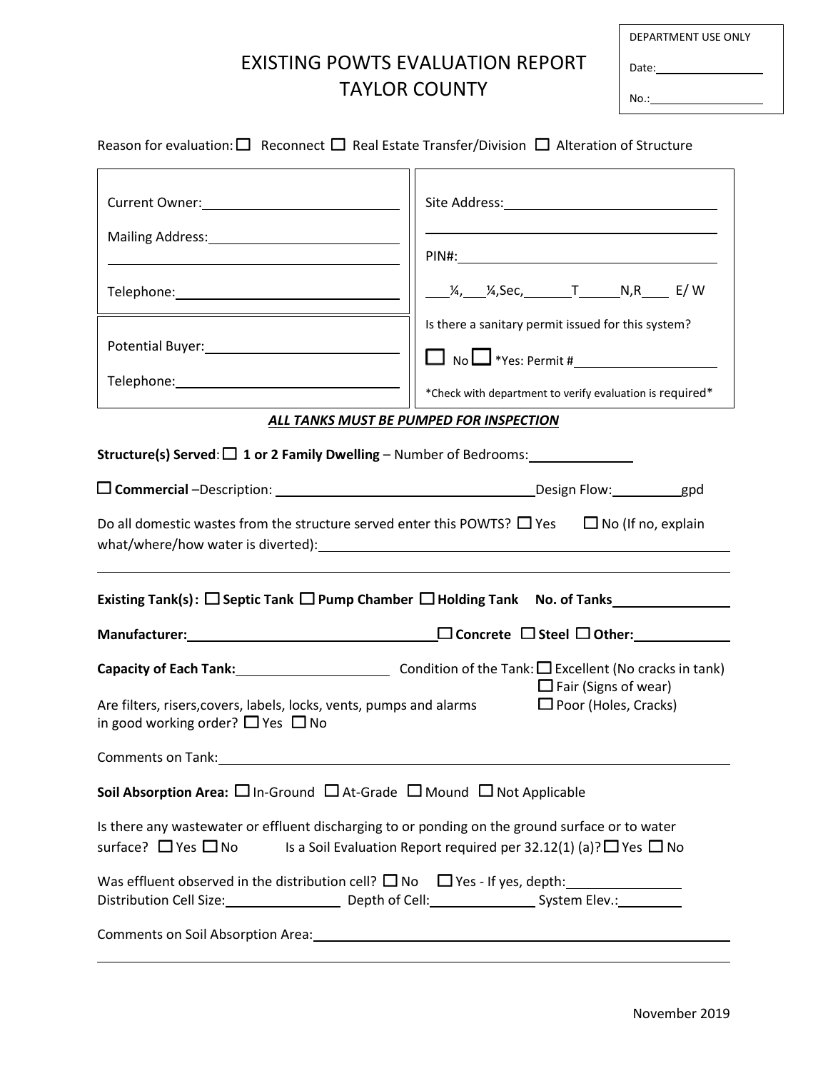# EXISTING POWTS EVALUATION REPORT
# TAYLOR COUNTY

| DEPARTMENT USE ONLY |
|---|
| Date:__________ |
| No.:__________ |

Reason for evaluation: ☐ Reconnect ☐ Real Estate Transfer/Division ☐ Alteration of Structure

| | |
|---|---|
| Current Owner:__________ | Site Address:__________ |
| Mailing Address:__________ | __________ |
| __________ | PIN#:__________ |
| Telephone:__________ | ___¼,___¼,Sec,______T______N,R____ E/ W |
| Potential Buyer:__________ | Is there a sanitary permit issued for this system? |
| Telephone:__________ | ☐ No ☐ *Yes: Permit #__________ |
| | *Check with department to verify evaluation is required* |

***ALL TANKS MUST BE PUMPED FOR INSPECTION***

**Structure(s) Served**: ☐ **1 or 2 Family Dwelling** – Number of Bedrooms:__________

☐ **Commercial** –Description: __________ Design Flow:__________gpd

Do all domestic wastes from the structure served enter this POWTS? ☐ Yes ☐ No (If no, explain what/where/how water is diverted):__________

**Existing Tank(s):** ☐ **Septic Tank** ☐ **Pump Chamber** ☐ **Holding Tank** **No. of Tanks**__________

**Manufacturer:**__________ ☐ **Concrete** ☐ **Steel** ☐ **Other:**__________

**Capacity of Each Tank:**__________ Condition of the Tank: ☐ Excellent (No cracks in tank) ☐ Fair (Signs of wear) ☐ Poor (Holes, Cracks)

Are filters, risers,covers, labels, locks, vents, pumps and alarms in good working order? ☐ Yes ☐ No

Comments on Tank:__________

**Soil Absorption Area:** ☐ In-Ground ☐ At-Grade ☐ Mound ☐ Not Applicable

Is there any wastewater or effluent discharging to or ponding on the ground surface or to water surface? ☐ Yes ☐ No Is a Soil Evaluation Report required per 32.12(1) (a)? ☐ Yes ☐ No

Was effluent observed in the distribution cell? ☐ No ☐ Yes - If yes, depth:__________
Distribution Cell Size:__________ Depth of Cell:__________ System Elev.:__________

Comments on Soil Absorption Area:__________

November 2019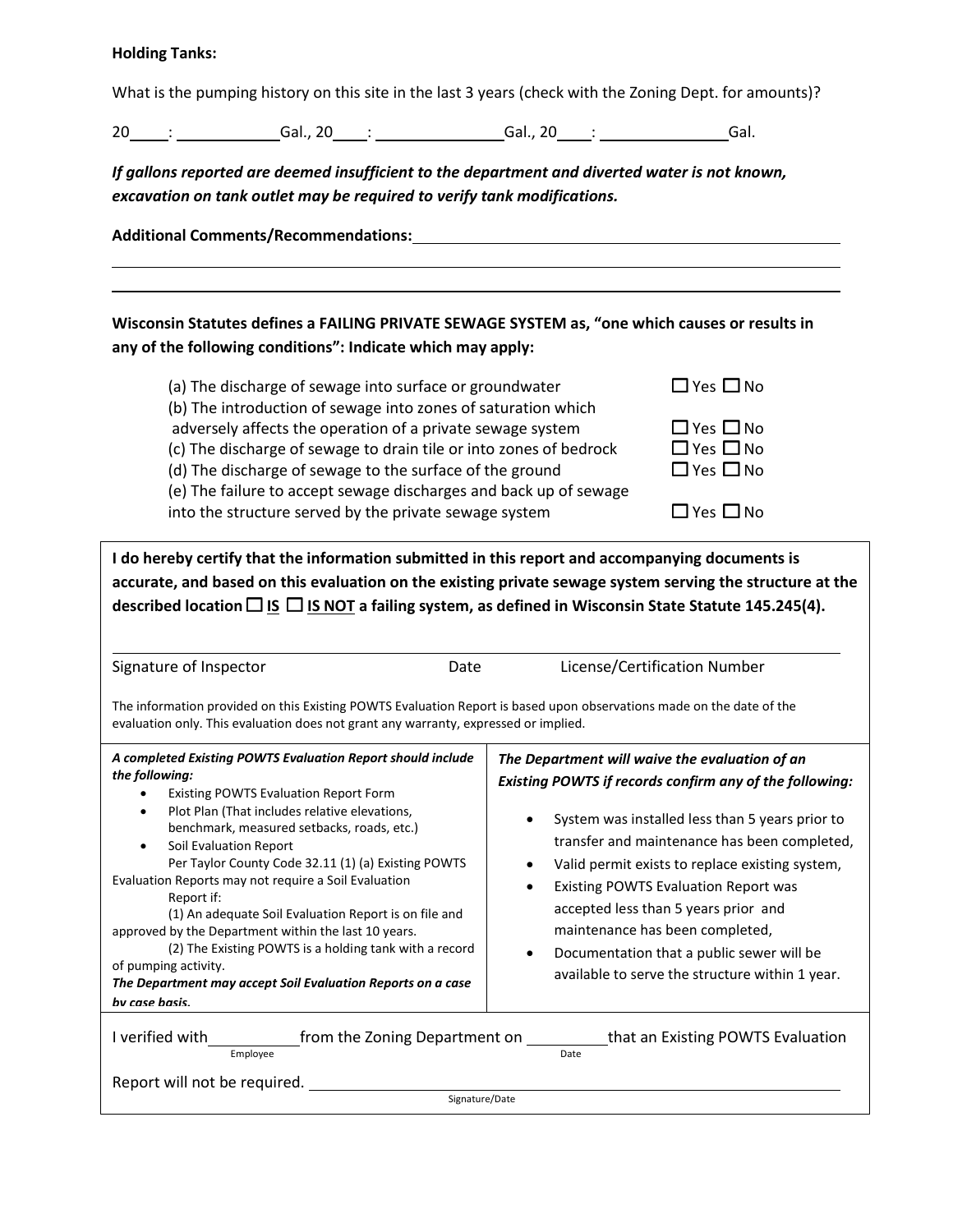**Holding Tanks:**

What is the pumping history on this site in the last 3 years (check with the Zoning Dept. for amounts)?

20____: ____________Gal., 20____: ______________Gal., 20____: ______________Gal.

***If gallons reported are deemed insufficient to the department and diverted water is not known, excavation on tank outlet may be required to verify tank modifications.***

**Additional Comments/Recommendations:** ________________________________________________

______________________________________________________________________________

______________________________________________________________________________

**Wisconsin Statutes defines a FAILING PRIVATE SEWAGE SYSTEM as, "one which causes or results in any of the following conditions": Indicate which may apply:**

| | |
|---|---|
| (a) The discharge of sewage into surface or groundwater | ☐ Yes ☐ No |
| (b) The introduction of sewage into zones of saturation which adversely affects the operation of a private sewage system | ☐ Yes ☐ No |
| (c) The discharge of sewage to drain tile or into zones of bedrock | ☐ Yes ☐ No |
| (d) The discharge of sewage to the surface of the ground | ☐ Yes ☐ No |
| (e) The failure to accept sewage discharges and back up of sewage into the structure served by the private sewage system | ☐ Yes ☐ No |

**I do hereby certify that the information submitted in this report and accompanying documents is accurate, and based on this evaluation on the existing private sewage system serving the structure at the described location ☐ IS ☐ IS NOT a failing system, as defined in Wisconsin State Statute 145.245(4).**

______________________________________________________________________________

Signature of Inspector    Date    License/Certification Number

The information provided on this Existing POWTS Evaluation Report is based upon observations made on the date of the evaluation only. This evaluation does not grant any warranty, expressed or implied.

***A completed Existing POWTS Evaluation Report should include the following:***

- Existing POWTS Evaluation Report Form
- Plot Plan (That includes relative elevations, benchmark, measured setbacks, roads, etc.)
- Soil Evaluation Report

Per Taylor County Code 32.11 (1) (a) Existing POWTS Evaluation Reports may not require a Soil Evaluation Report if:

(1) An adequate Soil Evaluation Report is on file and approved by the Department within the last 10 years.

(2) The Existing POWTS is a holding tank with a record of pumping activity.

***The Department may accept Soil Evaluation Reports on a case by case basis.***

***The Department will waive the evaluation of an Existing POWTS if records confirm any of the following:***

- System was installed less than 5 years prior to transfer and maintenance has been completed,
- Valid permit exists to replace existing system,
- Existing POWTS Evaluation Report was accepted less than 5 years prior and maintenance has been completed,
- Documentation that a public sewer will be available to serve the structure within 1 year.

I verified with __________ (Employee) from the Zoning Department on __________ (Date) that an Existing POWTS Evaluation Report will not be required. ________________________________________ (Signature/Date)